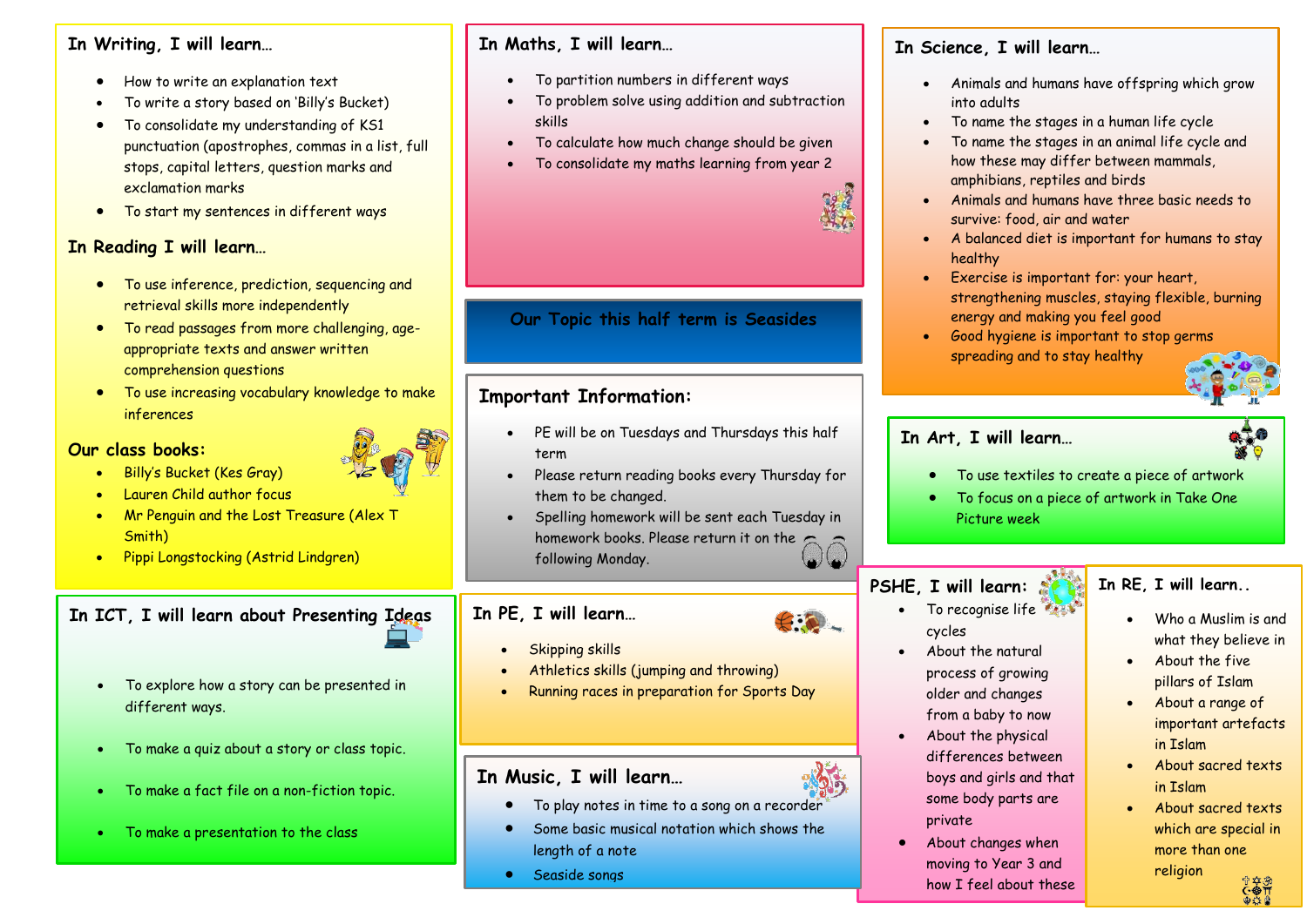## In Writing, I will learn…

- How to write an explanation text
- To write a story based on 'Billy's Bucket)
- To consolidate my understanding of KS1 punctuation (apostrophes, commas in a list, full stops, capital letters, question marks and exclamation marks
- To start my sentences in different ways

## In Reading I will learn…

- To use inference, prediction, sequencing and retrieval skills more independently
- To read passages from more challenging, age-appropriate texts and answer written comprehension questions
- To use increasing vocabulary knowledge to make inferences

## Our class books:

- Billy's Bucket (Kes Gray)
- Lauren Child author focus
- Mr Penguin and the Lost Treasure (Alex T Smith)
- Pippi Longstocking (Astrid Lindgren)

## In Maths, I will learn…

- To partition numbers in different ways
- To problem solve using addition and subtraction skills
- To calculate how much change should be given
- To consolidate my maths learning from year 2

## Our Topic this half term is Seasides

## Important Information:

- PE will be on Tuesdays and Thursdays this half term
- Please return reading books every Thursday for them to be changed.
- Spelling homework will be sent each Tuesday in homework books. Please return it on the following Monday.

## In Science, I will learn…

- Animals and humans have offspring which grow into adults
- To name the stages in a human life cycle
- To name the stages in an animal life cycle and how these may differ between mammals, amphibians, reptiles and birds
- Animals and humans have three basic needs to survive: food, air and water
- A balanced diet is important for humans to stay healthy
- Exercise is important for: your heart, strengthening muscles, staying flexible, burning energy and making you feel good
- Good hygiene is important to stop germs spreading and to stay healthy

## In Art, I will learn…

- To use textiles to create a piece of artwork
- To focus on a piece of artwork in Take One Picture week

## In ICT, I will learn about Presenting Ideas

- To explore how a story can be presented in different ways.
- To make a quiz about a story or class topic.
- To make a fact file on a non-fiction topic.
- To make a presentation to the class

## In PE, I will learn…

- Skipping skills
- Athletics skills (jumping and throwing)
- Running races in preparation for Sports Day

## In Music, I will learn…

- To play notes in time to a song on a recorder
- Some basic musical notation which shows the length of a note
- Seaside songs

## PSHE, I will learn:

- To recognise life cycles
- About the natural process of growing older and changes from a baby to now
- About the physical differences between boys and girls and that some body parts are private
- About changes when moving to Year 3 and how I feel about these

## In RE, I will learn..

- Who a Muslim is and what they believe in
- About the five pillars of Islam
- About a range of important artefacts in Islam
- About sacred texts in Islam
- About sacred texts which are special in more than one religion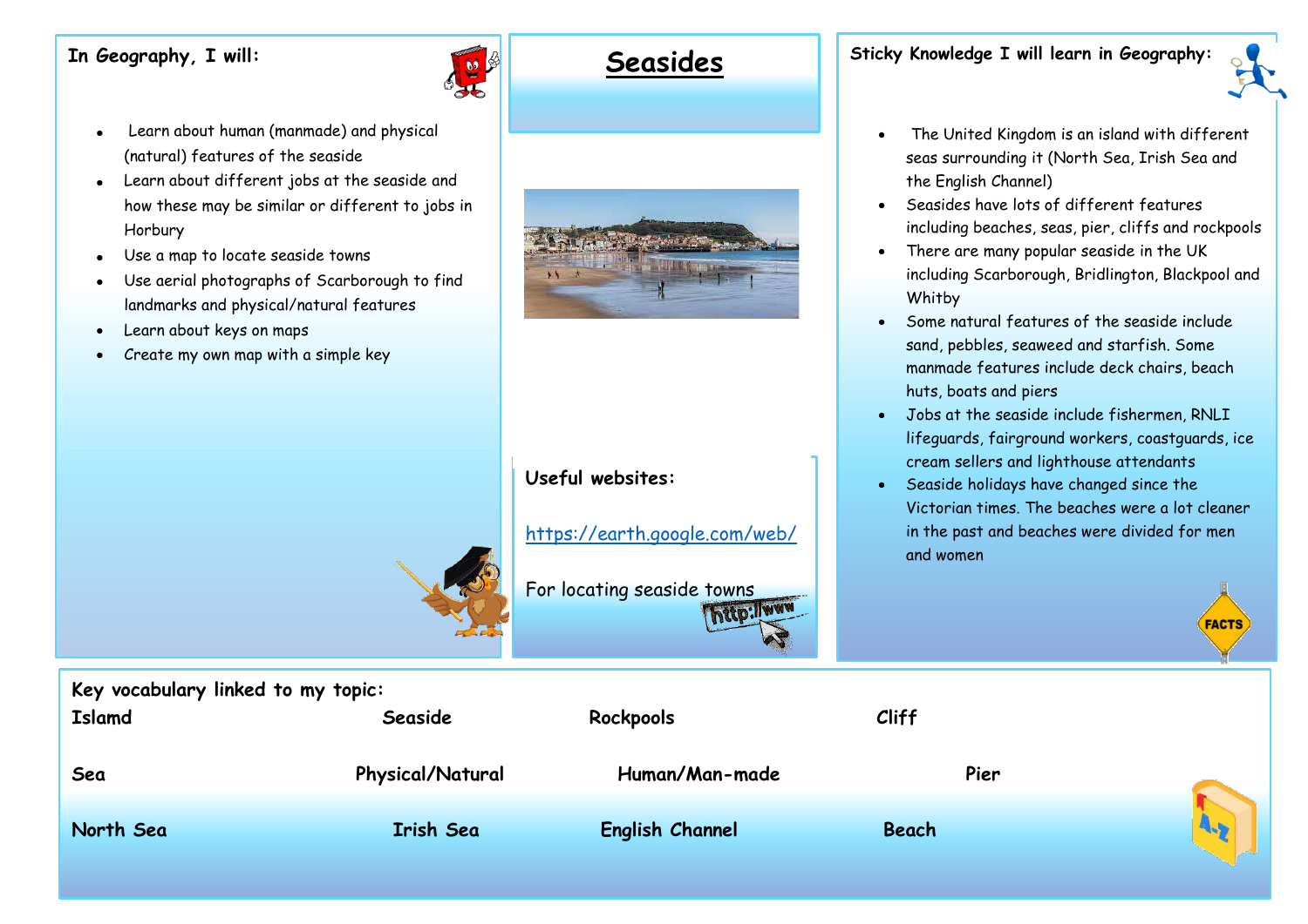# Seasides

## In Geography, I will:

- Learn about human (manmade) and physical (natural) features of the seaside
- Learn about different jobs at the seaside and how these may be similar or different to jobs in Horbury
- Use a map to locate seaside towns
- Use aerial photographs of Scarborough to find landmarks and physical/natural features
- Learn about keys on maps
- Create my own map with a simple key

## Useful websites:

https://earth.google.com/web/

For locating seaside towns

## Sticky Knowledge I will learn in Geography:

- The United Kingdom is an island with different seas surrounding it (North Sea, Irish Sea and the English Channel)
- Seasides have lots of different features including beaches, seas, pier, cliffs and rockpools
- There are many popular seaside in the UK including Scarborough, Bridlington, Blackpool and Whitby
- Some natural features of the seaside include sand, pebbles, seaweed and starfish. Some manmade features include deck chairs, beach huts, boats and piers
- Jobs at the seaside include fishermen, RNLI lifeguards, fairground workers, coastguards, ice cream sellers and lighthouse attendants
- Seaside holidays have changed since the Victorian times. The beaches were a lot cleaner in the past and beaches were divided for men and women

## Key vocabulary linked to my topic:

| | | | |
|---|---|---|---|
| **Islamd** | **Seaside** | **Rockpools** | **Cliff** |
| **Sea** | **Physical/Natural** | **Human/Man-made** | **Pier** |
| **North Sea** | **Irish Sea** | **English Channel** | **Beach** |